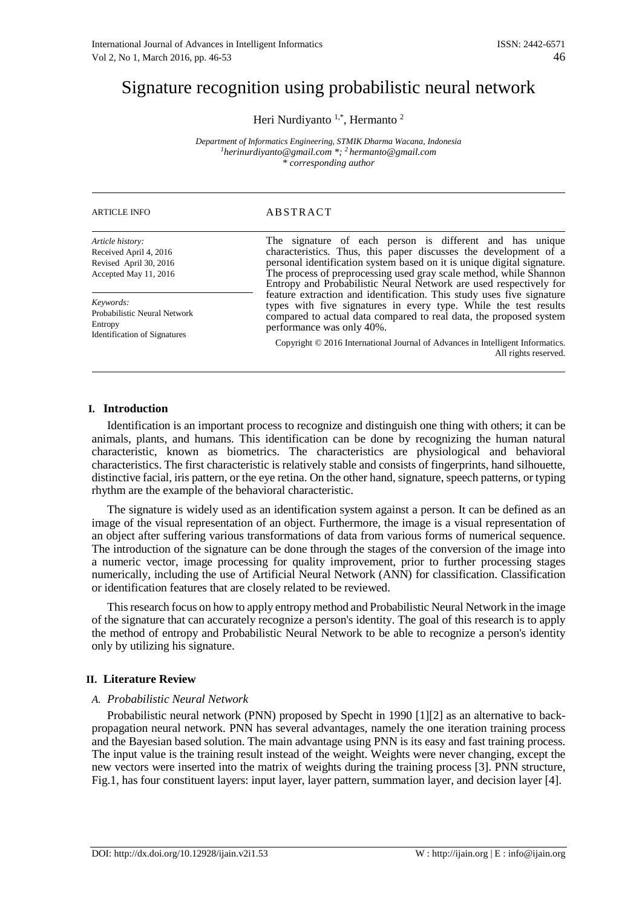# Signature recognition using probabilistic neural network

Heri Nurdiyanto [1,*], Hermanto [2]

*Department of Informatics Engineering, STMIK Dharma Wacana, Indonesia*
*[1]herinurdiyanto@gmail.com *; [2] hermanto@gmail.com*
*\* corresponding author*

ARTICLE INFO

*Article history:*
Received April 4, 2016
Revised April 30, 2016
Accepted May 11, 2016

*Keywords:*
Probabilistic Neural Network
Entropy
Identification of Signatures

ABSTRACT

The signature of each person is different and has unique characteristics. Thus, this paper discusses the development of a personal identification system based on it is unique digital signature. The process of preprocessing used gray scale method, while Shannon Entropy and Probabilistic Neural Network are used respectively for feature extraction and identification. This study uses five signature types with five signatures in every type. While the test results compared to actual data compared to real data, the proposed system performance was only 40%.

Copyright © 2016 International Journal of Advances in Intelligent Informatics. All rights reserved.

## I. Introduction

Identification is an important process to recognize and distinguish one thing with others; it can be animals, plants, and humans. This identification can be done by recognizing the human natural characteristic, known as biometrics. The characteristics are physiological and behavioral characteristics. The first characteristic is relatively stable and consists of fingerprints, hand silhouette, distinctive facial, iris pattern, or the eye retina. On the other hand, signature, speech patterns, or typing rhythm are the example of the behavioral characteristic.

The signature is widely used as an identification system against a person. It can be defined as an image of the visual representation of an object. Furthermore, the image is a visual representation of an object after suffering various transformations of data from various forms of numerical sequence. The introduction of the signature can be done through the stages of the conversion of the image into a numeric vector, image processing for quality improvement, prior to further processing stages numerically, including the use of Artificial Neural Network (ANN) for classification. Classification or identification features that are closely related to be reviewed.

This research focus on how to apply entropy method and Probabilistic Neural Network in the image of the signature that can accurately recognize a person's identity. The goal of this research is to apply the method of entropy and Probabilistic Neural Network to be able to recognize a person's identity only by utilizing his signature.

## II. Literature Review

### A. Probabilistic Neural Network

Probabilistic neural network (PNN) proposed by Specht in 1990 [1][2] as an alternative to back-propagation neural network. PNN has several advantages, namely the one iteration training process and the Bayesian based solution. The main advantage using PNN is its easy and fast training process. The input value is the training result instead of the weight. Weights were never changing, except the new vectors were inserted into the matrix of weights during the training process [3]. PNN structure, Fig.1, has four constituent layers: input layer, layer pattern, summation layer, and decision layer [4].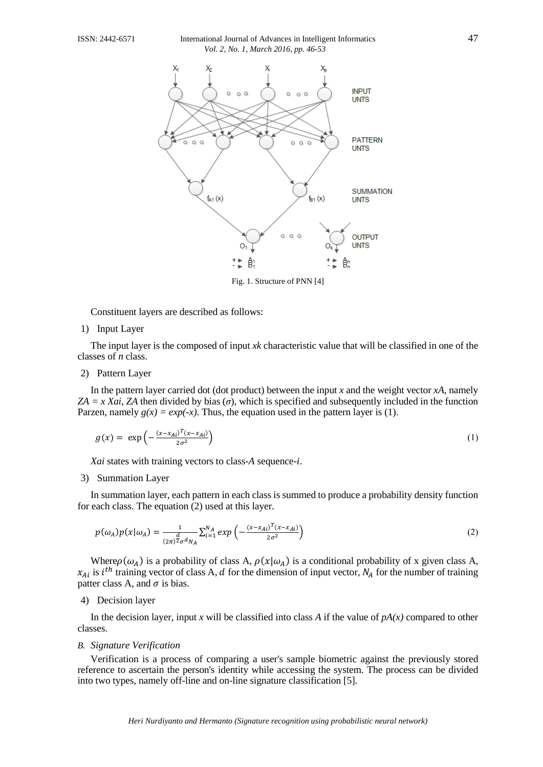Fig. 1. Structure of PNN [4]

Constituent layers are described as follows:

1) Input Layer

The input layer is the composed of input *xk* characteristic value that will be classified in one of the classes of *n* class.

2) Pattern Layer

In the pattern layer carried dot (dot product) between the input *x* and the weight vector *xA*, namely *ZA = x Xai*, *ZA* then divided by bias (*σ*), which is specified and subsequently included in the function Parzen, namely *g(x) = exp(-x)*. Thus, the equation used in the pattern layer is (1).

$$g(x) = \exp\left(-\frac{(x-x_{Ai})^T(x-x_{Ai})}{2\sigma^2}\right) \tag{1}$$

*Xai* states with training vectors to class-*A* sequence-*i*.

3) Summation Layer

In summation layer, each pattern in each class is summed to produce a probability density function for each class. The equation (2) used at this layer.

$$p(\omega_A)p(x|\omega_A) = \frac{1}{(2\pi)^{\frac{d}{2}}\sigma^d N_A}\sum_{i=1}^{N_A} exp\left(-\frac{(x-x_{Ai})^T(x-x_{Ai})}{2\sigma^2}\right) \tag{2}$$

Where$\rho(\omega_A)$ is a probability of class A, $\rho(x|\omega_A)$ is a conditional probability of x given class A, $x_{Ai}$ is $i^{th}$ training vector of class A, $d$ for the dimension of input vector, $N_A$ for the number of training patter class A, and $\sigma$ is bias.

4) Decision layer

In the decision layer, input *x* will be classified into class *A* if the value of *pA(x)* compared to other classes.

### *B. Signature Verification*

Verification is a process of comparing a user's sample biometric against the previously stored reference to ascertain the person's identity while accessing the system. The process can be divided into two types, namely off-line and on-line signature classification [5].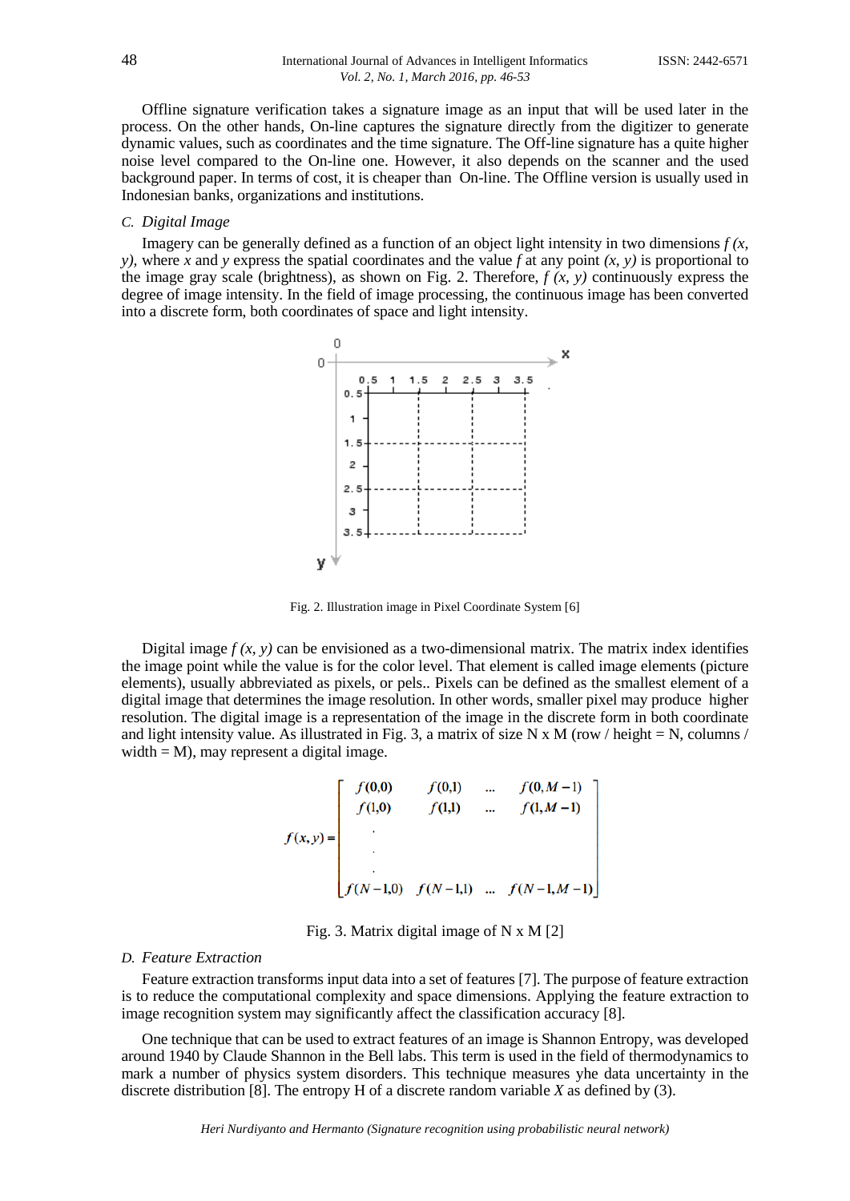Offline signature verification takes a signature image as an input that will be used later in the process. On the other hands, On-line captures the signature directly from the digitizer to generate dynamic values, such as coordinates and the time signature. The Off-line signature has a quite higher noise level compared to the On-line one. However, it also depends on the scanner and the used background paper. In terms of cost, it is cheaper than On-line. The Offline version is usually used in Indonesian banks, organizations and institutions.

### *C. Digital Image*

Imagery can be generally defined as a function of an object light intensity in two dimensions $f(x, y)$, where $x$ and $y$ express the spatial coordinates and the value $f$ at any point $(x, y)$ is proportional to the image gray scale (brightness), as shown on Fig. 2. Therefore, $f(x, y)$ continuously express the degree of image intensity. In the field of image processing, the continuous image has been converted into a discrete form, both coordinates of space and light intensity.

Fig. 2. Illustration image in Pixel Coordinate System [6]

Digital image $f(x, y)$ can be envisioned as a two-dimensional matrix. The matrix index identifies the image point while the value is for the color level. That element is called image elements (picture elements), usually abbreviated as pixels, or pels.. Pixels can be defined as the smallest element of a digital image that determines the image resolution. In other words, smaller pixel may produce higher resolution. The digital image is a representation of the image in the discrete form in both coordinate and light intensity value. As illustrated in Fig. 3, a matrix of size N x M (row / height = N, columns / width = M), may represent a digital image.

$$f(x,y) = \begin{bmatrix} f(0,0) & f(0,1) & \dots & f(0,M-1) \\ f(1,0) & f(1,1) & \dots & f(1,M-1) \\ \cdot & & & \\ \cdot & & & \\ \cdot & & & \\ f(N-1,0) & f(N-1,1) & \dots & f(N-1,M-1) \end{bmatrix}$$

Fig. 3. Matrix digital image of N x M [2]

### *D. Feature Extraction*

Feature extraction transforms input data into a set of features [7]. The purpose of feature extraction is to reduce the computational complexity and space dimensions. Applying the feature extraction to image recognition system may significantly affect the classification accuracy [8].

One technique that can be used to extract features of an image is Shannon Entropy, was developed around 1940 by Claude Shannon in the Bell labs. This term is used in the field of thermodynamics to mark a number of physics system disorders. This technique measures yhe data uncertainty in the discrete distribution [8]. The entropy H of a discrete random variable $X$ as defined by (3).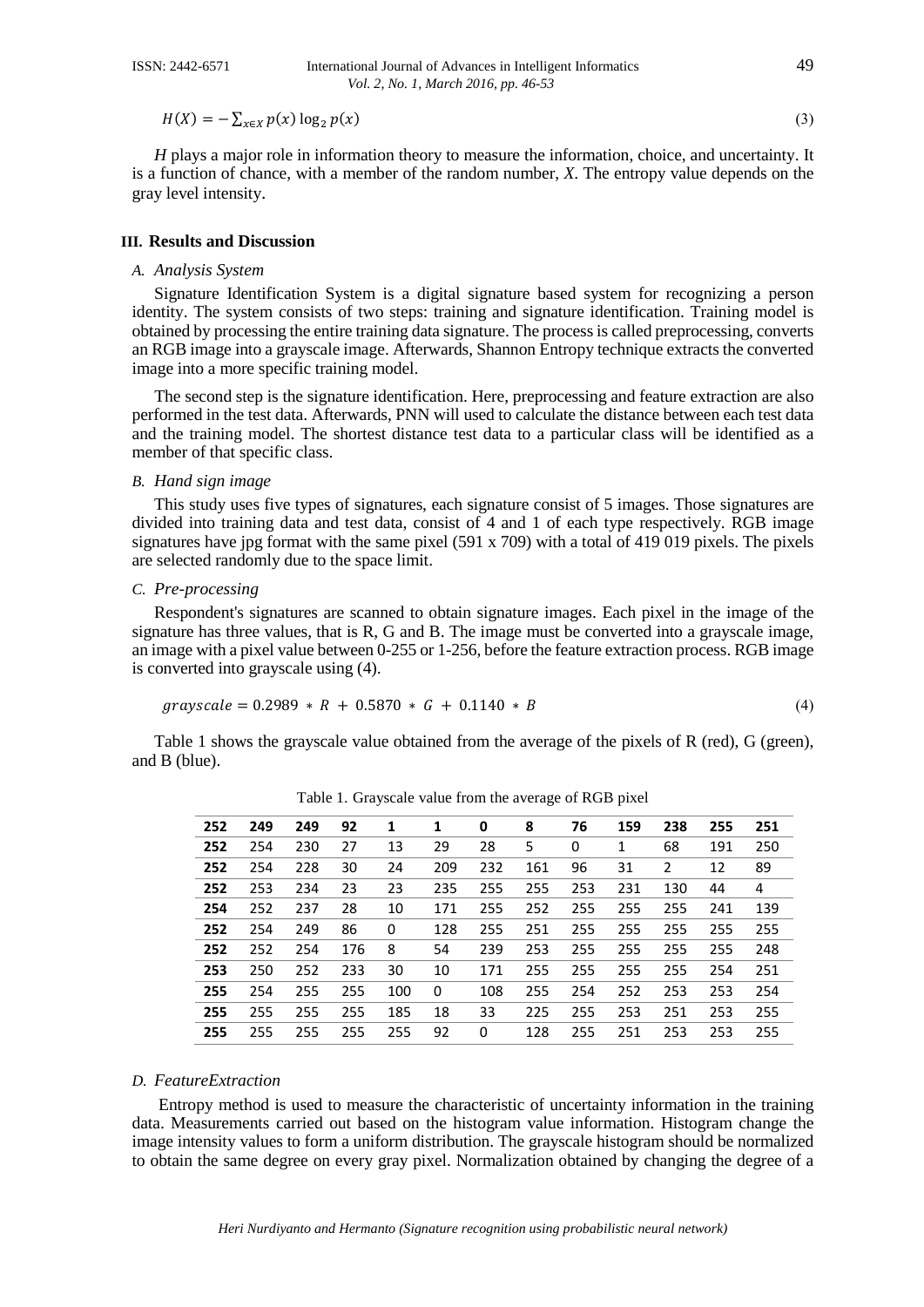$$H(X) = -\sum_{x \in X} p(x) \log_2 p(x) \tag{3}$$

*H* plays a major role in information theory to measure the information, choice, and uncertainty. It is a function of chance, with a member of the random number, *X*. The entropy value depends on the gray level intensity.

## III. Results and Discussion

### *A. Analysis System*

Signature Identification System is a digital signature based system for recognizing a person identity. The system consists of two steps: training and signature identification. Training model is obtained by processing the entire training data signature. The process is called preprocessing, converts an RGB image into a grayscale image. Afterwards, Shannon Entropy technique extracts the converted image into a more specific training model.

The second step is the signature identification. Here, preprocessing and feature extraction are also performed in the test data. Afterwards, PNN will used to calculate the distance between each test data and the training model. The shortest distance test data to a particular class will be identified as a member of that specific class.

### *B. Hand sign image*

This study uses five types of signatures, each signature consist of 5 images. Those signatures are divided into training data and test data, consist of 4 and 1 of each type respectively. RGB image signatures have jpg format with the same pixel (591 x 709) with a total of 419 019 pixels. The pixels are selected randomly due to the space limit.

### *C. Pre-processing*

Respondent's signatures are scanned to obtain signature images. Each pixel in the image of the signature has three values, that is R, G and B. The image must be converted into a grayscale image, an image with a pixel value between 0-255 or 1-256, before the feature extraction process. RGB image is converted into grayscale using (4).

$$grayscale = 0.2989 * R + 0.5870 * G + 0.1140 * B \tag{4}$$

Table 1 shows the grayscale value obtained from the average of the pixels of R (red), G (green), and B (blue).

Table 1. Grayscale value from the average of RGB pixel

| **252** | **249** | **249** | **92** | **1** | **1** | **0** | **8** | **76** | **159** | **238** | **255** | **251** |
|---|---|---|---|---|---|---|---|---|---|---|---|---|
| **252** | 254 | 230 | 27 | 13 | 29 | 28 | 5 | 0 | 1 | 68 | 191 | 250 |
| **252** | 254 | 228 | 30 | 24 | 209 | 232 | 161 | 96 | 31 | 2 | 12 | 89 |
| **252** | 253 | 234 | 23 | 23 | 235 | 255 | 255 | 253 | 231 | 130 | 44 | 4 |
| **254** | 252 | 237 | 28 | 10 | 171 | 255 | 252 | 255 | 255 | 255 | 241 | 139 |
| **252** | 254 | 249 | 86 | 0 | 128 | 255 | 251 | 255 | 255 | 255 | 255 | 255 |
| **252** | 252 | 254 | 176 | 8 | 54 | 239 | 253 | 255 | 255 | 255 | 255 | 248 |
| **253** | 250 | 252 | 233 | 30 | 10 | 171 | 255 | 255 | 255 | 255 | 254 | 251 |
| **255** | 254 | 255 | 255 | 100 | 0 | 108 | 255 | 254 | 252 | 253 | 253 | 254 |
| **255** | 255 | 255 | 255 | 185 | 18 | 33 | 225 | 255 | 253 | 251 | 253 | 255 |
| **255** | 255 | 255 | 255 | 255 | 92 | 0 | 128 | 255 | 251 | 253 | 253 | 255 |

### *D. FeatureExtraction*

Entropy method is used to measure the characteristic of uncertainty information in the training data. Measurements carried out based on the histogram value information. Histogram change the image intensity values to form a uniform distribution. The grayscale histogram should be normalized to obtain the same degree on every gray pixel. Normalization obtained by changing the degree of a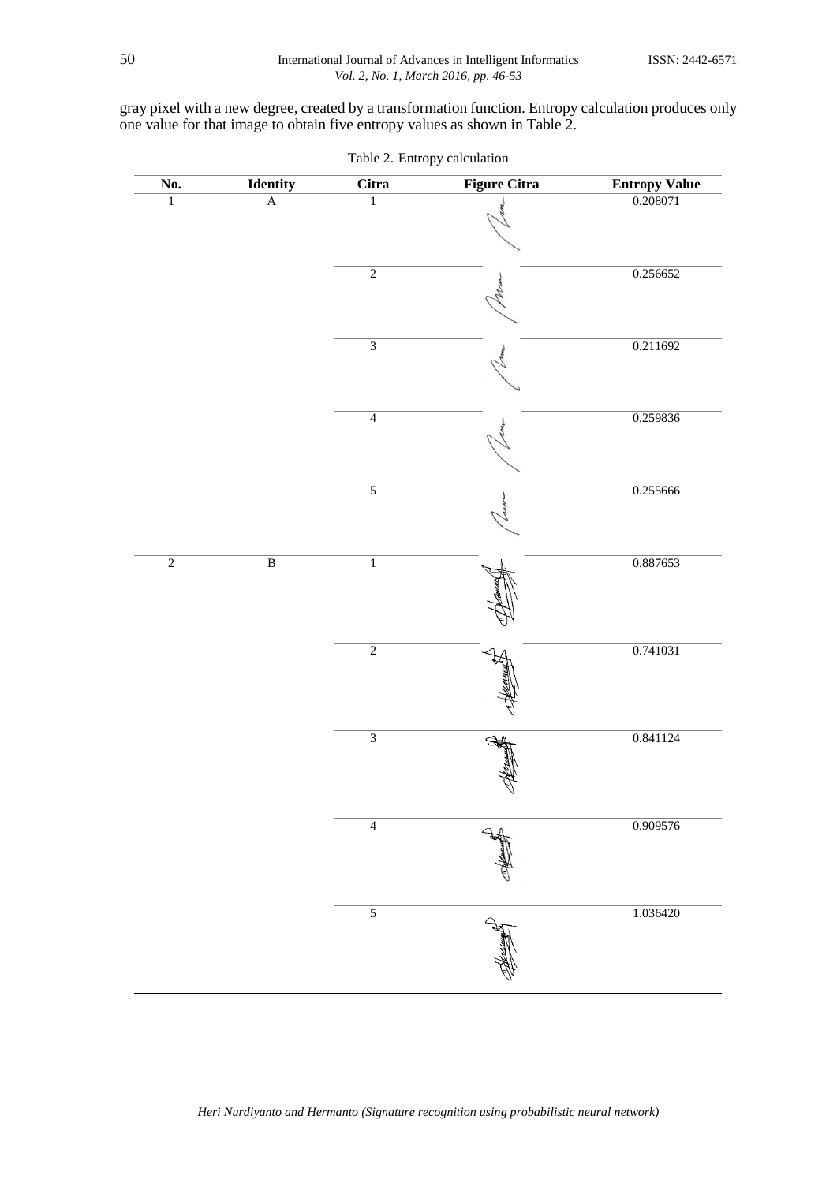gray pixel with a new degree, created by a transformation function. Entropy calculation produces only one value for that image to obtain five entropy values as shown in Table 2.

Table 2. Entropy calculation

| No. | Identity | Citra | Figure Citra | Entropy Value |
|---|---|---|---|---|
| 1 | A | 1 | | 0.208071 |
| | | 2 | | 0.256652 |
| | | 3 | | 0.211692 |
| | | 4 | | 0.259836 |
| | | 5 | | 0.255666 |
| 2 | B | 1 | | 0.887653 |
| | | 2 | | 0.741031 |
| | | 3 | | 0.841124 |
| | | 4 | | 0.909576 |
| | | 5 | | 1.036420 |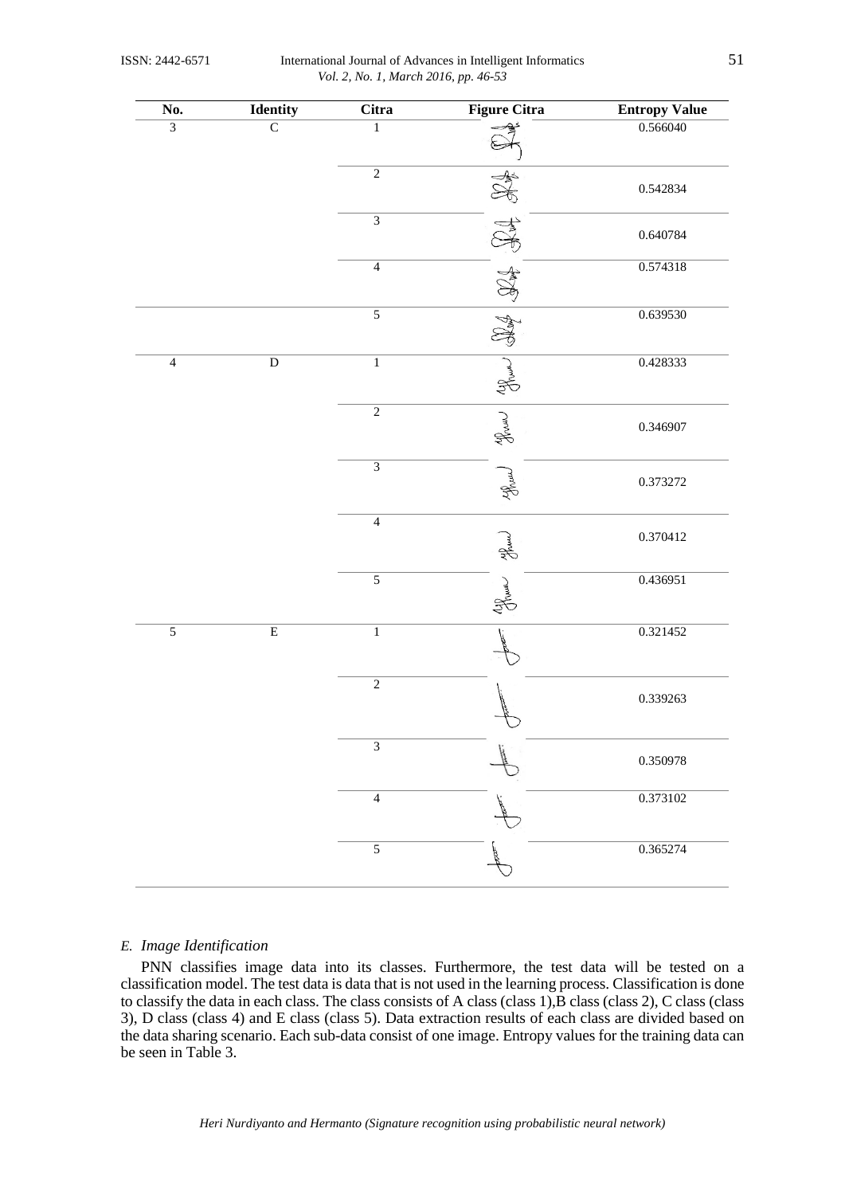| No. | Identity | Citra | Figure Citra | Entropy Value |
|---|---|---|---|---|
| 3 | C | 1 | | 0.566040 |
| | | 2 | | 0.542834 |
| | | 3 | | 0.640784 |
| | | 4 | | 0.574318 |
| | | 5 | | 0.639530 |
| 4 | D | 1 | | 0.428333 |
| | | 2 | | 0.346907 |
| | | 3 | | 0.373272 |
| | | 4 | | 0.370412 |
| | | 5 | | 0.436951 |
| 5 | E | 1 | | 0.321452 |
| | | 2 | | 0.339263 |
| | | 3 | | 0.350978 |
| | | 4 | | 0.373102 |
| | | 5 | | 0.365274 |

### *E. Image Identification*

PNN classifies image data into its classes. Furthermore, the test data will be tested on a classification model. The test data is data that is not used in the learning process. Classification is done to classify the data in each class. The class consists of A class (class 1),B class (class 2), C class (class 3), D class (class 4) and E class (class 5). Data extraction results of each class are divided based on the data sharing scenario. Each sub-data consist of one image. Entropy values for the training data can be seen in Table 3.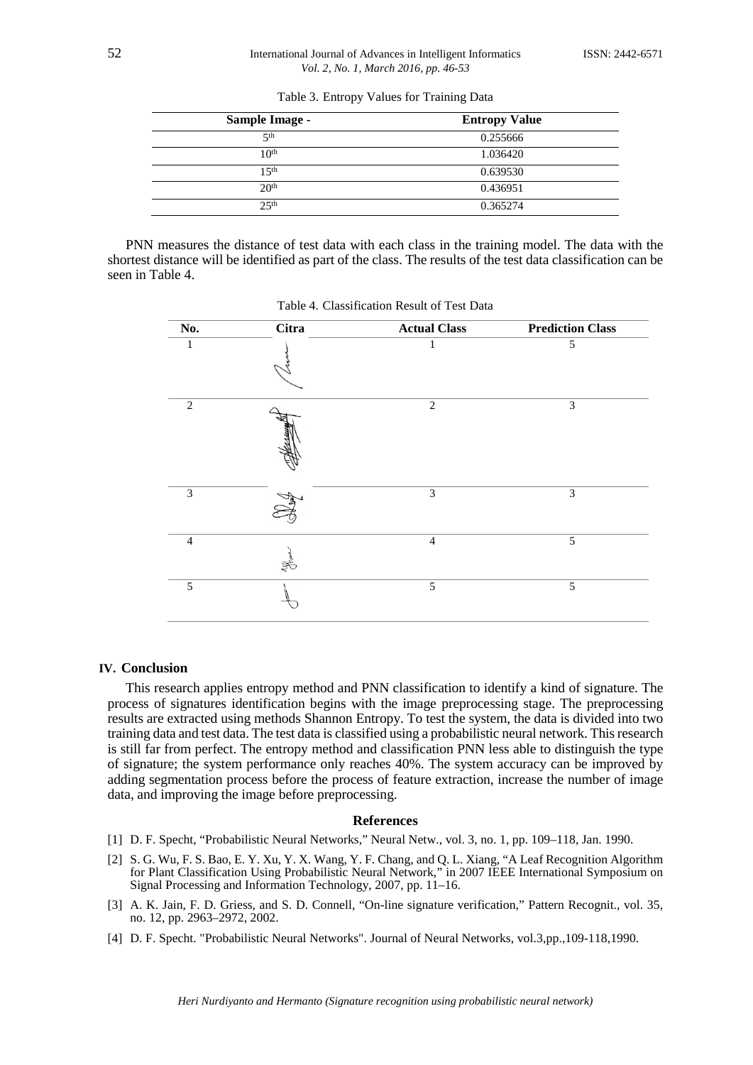Table 3. Entropy Values for Training Data

| Sample Image - | Entropy Value |
|---|---|
| 5th | 0.255666 |
| 10th | 1.036420 |
| 15th | 0.639530 |
| 20th | 0.436951 |
| 25th | 0.365274 |

PNN measures the distance of test data with each class in the training model. The data with the shortest distance will be identified as part of the class. The results of the test data classification can be seen in Table 4.

Table 4. Classification Result of Test Data

| No. | Citra | Actual Class | Prediction Class |
|---|---|---|---|
| 1 | | 1 | 5 |
| 2 | | 2 | 3 |
| 3 | | 3 | 3 |
| 4 | | 4 | 5 |
| 5 | | 5 | 5 |

## IV. Conclusion

This research applies entropy method and PNN classification to identify a kind of signature. The process of signatures identification begins with the image preprocessing stage. The preprocessing results are extracted using methods Shannon Entropy. To test the system, the data is divided into two training data and test data. The test data is classified using a probabilistic neural network. This research is still far from perfect. The entropy method and classification PNN less able to distinguish the type of signature; the system performance only reaches 40%. The system accuracy can be improved by adding segmentation process before the process of feature extraction, increase the number of image data, and improving the image before preprocessing.

## References

[1] D. F. Specht, "Probabilistic Neural Networks," Neural Netw., vol. 3, no. 1, pp. 109–118, Jan. 1990.

[2] S. G. Wu, F. S. Bao, E. Y. Xu, Y. X. Wang, Y. F. Chang, and Q. L. Xiang, "A Leaf Recognition Algorithm for Plant Classification Using Probabilistic Neural Network," in 2007 IEEE International Symposium on Signal Processing and Information Technology, 2007, pp. 11–16.

[3] A. K. Jain, F. D. Griess, and S. D. Connell, "On-line signature verification," Pattern Recognit., vol. 35, no. 12, pp. 2963–2972, 2002.

[4] D. F. Specht. "Probabilistic Neural Networks". Journal of Neural Networks, vol.3,pp.,109-118,1990.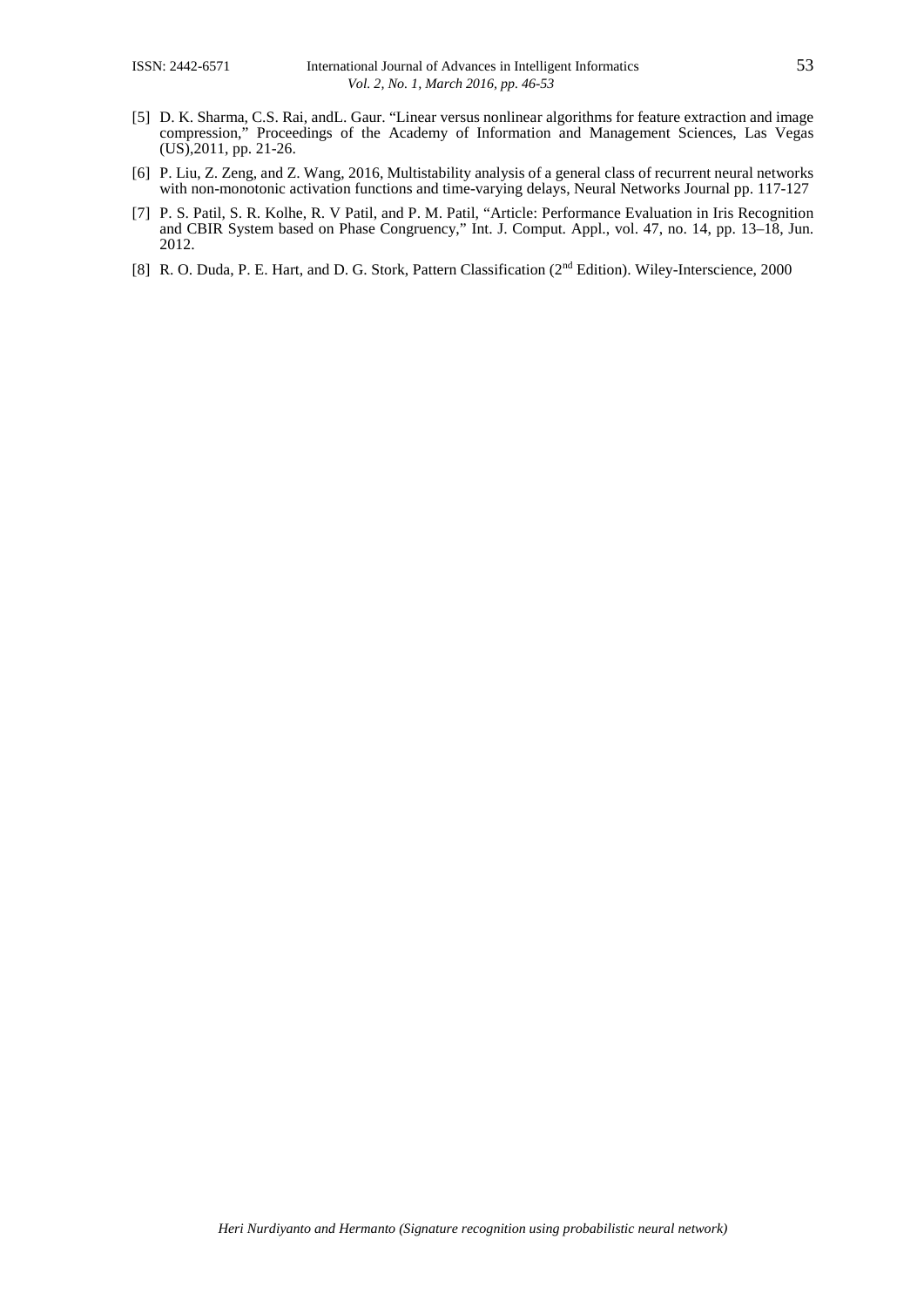[5] D. K. Sharma, C.S. Rai, andL. Gaur. “Linear versus nonlinear algorithms for feature extraction and image compression,” Proceedings of the Academy of Information and Management Sciences, Las Vegas (US),2011, pp. 21-26.

[6] P. Liu, Z. Zeng, and Z. Wang, 2016, Multistability analysis of a general class of recurrent neural networks with non-monotonic activation functions and time-varying delays, Neural Networks Journal pp. 117-127

[7] P. S. Patil, S. R. Kolhe, R. V Patil, and P. M. Patil, “Article: Performance Evaluation in Iris Recognition and CBIR System based on Phase Congruency,” Int. J. Comput. Appl., vol. 47, no. 14, pp. 13–18, Jun. 2012.

[8] R. O. Duda, P. E. Hart, and D. G. Stork, Pattern Classification (2nd Edition). Wiley-Interscience, 2000